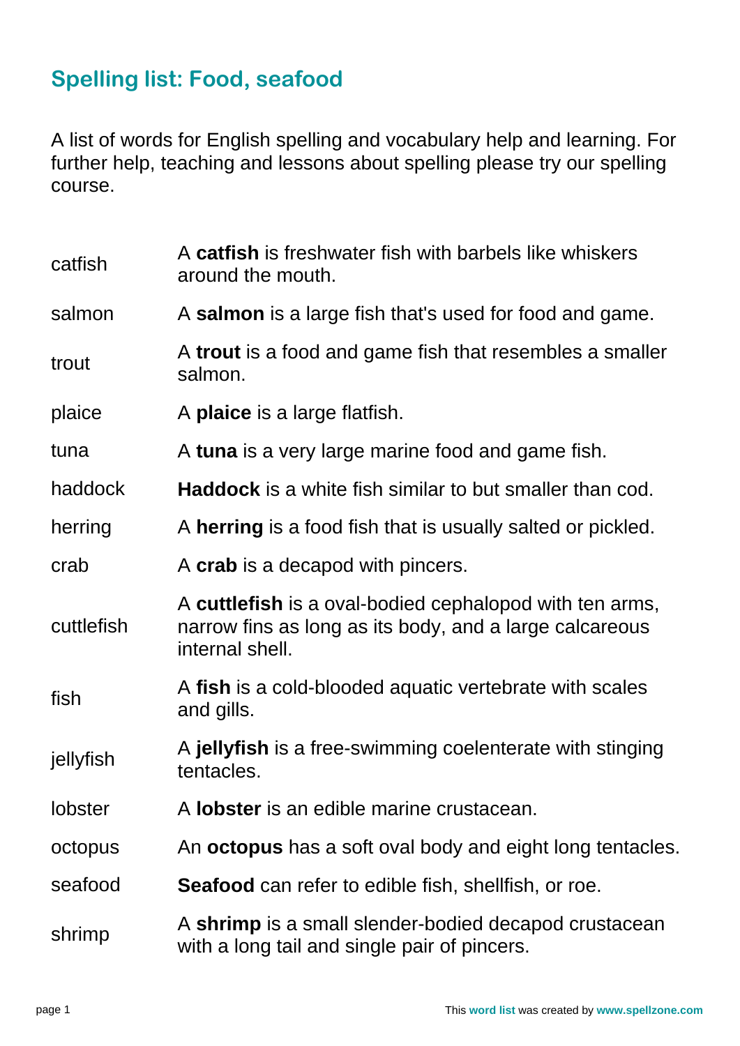## Spelling list: Food, seafood

A list of words for English spelling and vocabulary help and learning. For further help, teaching and lessons about spelling please try our spelling course.

| | |
|---|---|
| catfish | A **catfish** is freshwater fish with barbels like whiskers around the mouth. |
| salmon | A **salmon** is a large fish that's used for food and game. |
| trout | A **trout** is a food and game fish that resembles a smaller salmon. |
| plaice | A **plaice** is a large flatfish. |
| tuna | A **tuna** is a very large marine food and game fish. |
| haddock | **Haddock** is a white fish similar to but smaller than cod. |
| herring | A **herring** is a food fish that is usually salted or pickled. |
| crab | A **crab** is a decapod with pincers. |
| cuttlefish | A **cuttlefish** is a oval-bodied cephalopod with ten arms, narrow fins as long as its body, and a large calcareous internal shell. |
| fish | A **fish** is a cold-blooded aquatic vertebrate with scales and gills. |
| jellyfish | A **jellyfish** is a free-swimming coelenterate with stinging tentacles. |
| lobster | A **lobster** is an edible marine crustacean. |
| octopus | An **octopus** has a soft oval body and eight long tentacles. |
| seafood | **Seafood** can refer to edible fish, shellfish, or roe. |
| shrimp | A **shrimp** is a small slender-bodied decapod crustacean with a long tail and single pair of pincers. |

This word list was created by www.spellzone.com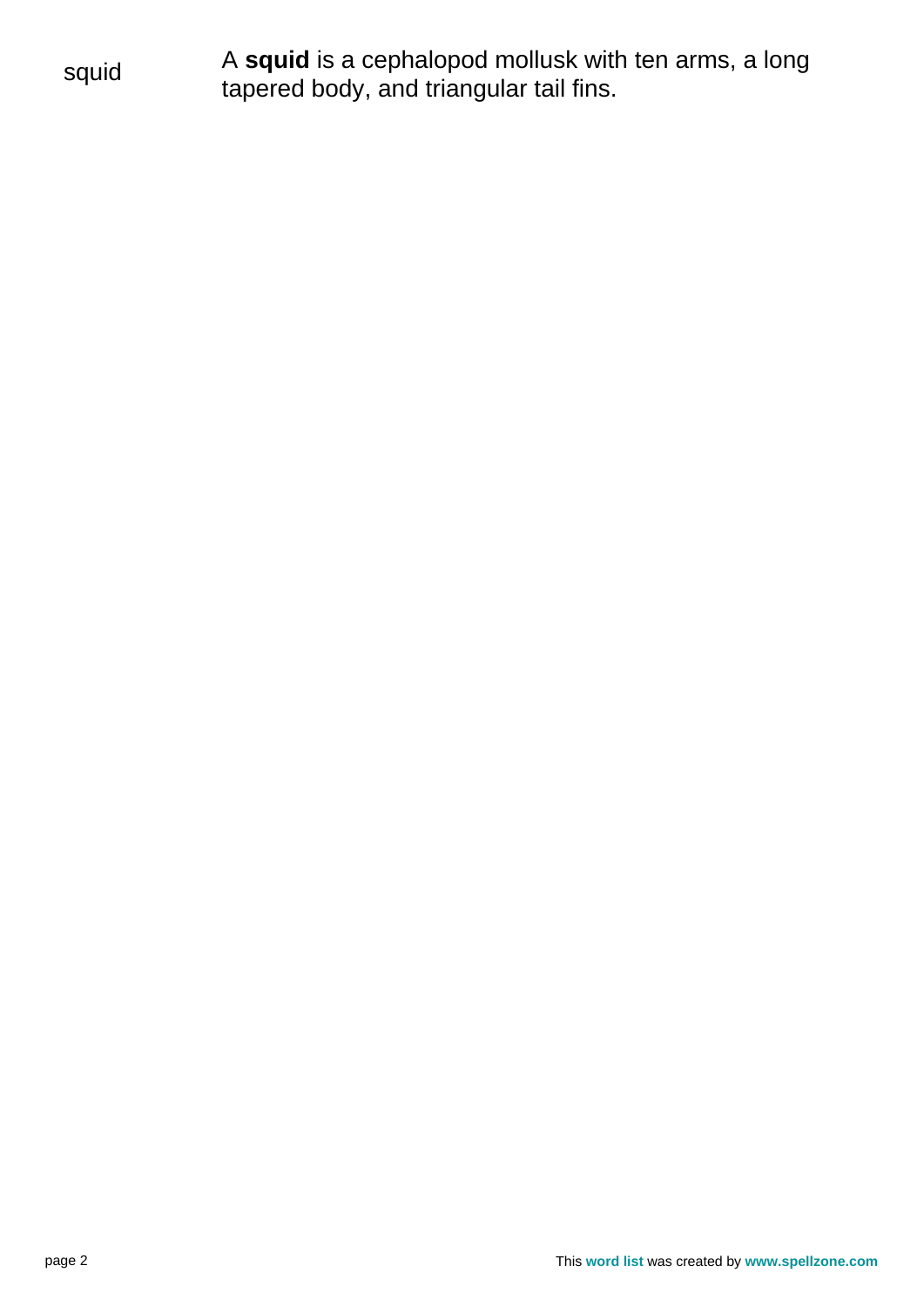| | |
|---|---|
| squid | A **squid** is a cephalopod mollusk with ten arms, a long tapered body, and triangular tail fins. |

This **word list** was created by **www.spellzone.com**